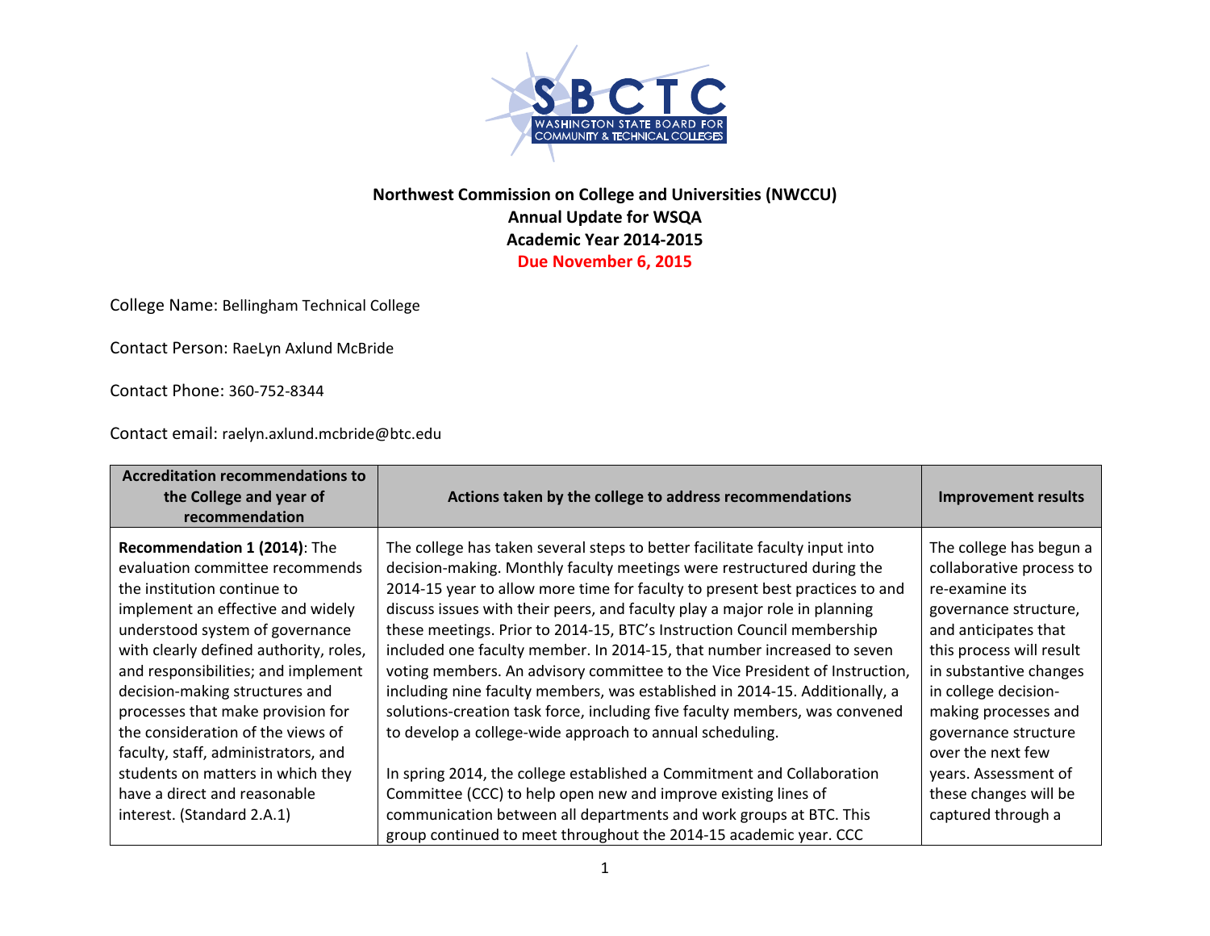**Northwest Commission on College and Universities (NWCCU)**
**Annual Update for WSQA**
**Academic Year 2014-2015**
**Due November 6, 2015**

College Name: Bellingham Technical College

Contact Person: RaeLyn Axlund McBride

Contact Phone: 360-752-8344

Contact email: raelyn.axlund.mcbride@btc.edu

| Accreditation recommendations to the College and year of recommendation | Actions taken by the college to address recommendations | Improvement results |
|---|---|---|
| **Recommendation 1 (2014)**: The evaluation committee recommends the institution continue to implement an effective and widely understood system of governance with clearly defined authority, roles, and responsibilities; and implement decision-making structures and processes that make provision for the consideration of the views of faculty, staff, administrators, and students on matters in which they have a direct and reasonable interest. (Standard 2.A.1) | The college has taken several steps to better facilitate faculty input into decision-making. Monthly faculty meetings were restructured during the 2014-15 year to allow more time for faculty to present best practices to and discuss issues with their peers, and faculty play a major role in planning these meetings. Prior to 2014-15, BTC's Instruction Council membership included one faculty member. In 2014-15, that number increased to seven voting members. An advisory committee to the Vice President of Instruction, including nine faculty members, was established in 2014-15. Additionally, a solutions-creation task force, including five faculty members, was convened to develop a college-wide approach to annual scheduling.<br><br>In spring 2014, the college established a Commitment and Collaboration Committee (CCC) to help open new and improve existing lines of communication between all departments and work groups at BTC. This group continued to meet throughout the 2014-15 academic year. CCC | The college has begun a collaborative process to re-examine its governance structure, and anticipates that this process will result in substantive changes in college decision-making processes and governance structure over the next few years. Assessment of these changes will be captured through a |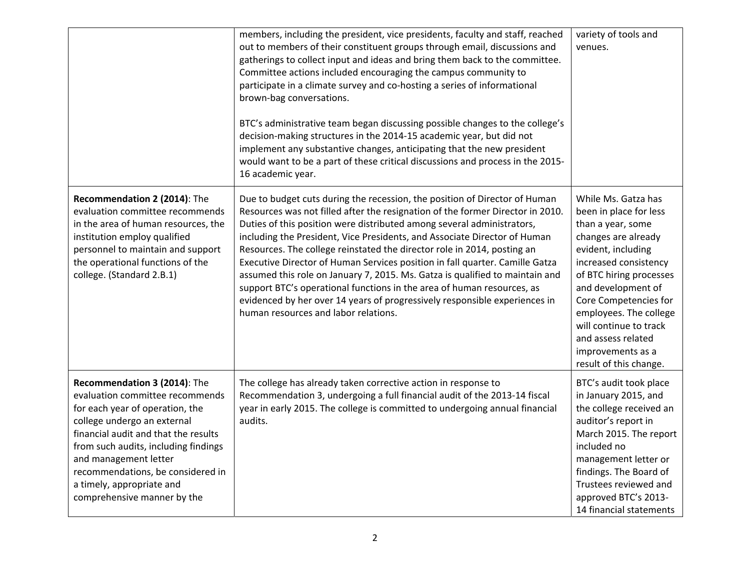| | | |
|---|---|---|
| | members, including the president, vice presidents, faculty and staff, reached out to members of their constituent groups through email, discussions and gatherings to collect input and ideas and bring them back to the committee. Committee actions included encouraging the campus community to participate in a climate survey and co-hosting a series of informational brown-bag conversations.<br><br>BTC's administrative team began discussing possible changes to the college's decision-making structures in the 2014-15 academic year, but did not implement any substantive changes, anticipating that the new president would want to be a part of these critical discussions and process in the 2015-16 academic year. | variety of tools and venues. |
| **Recommendation 2 (2014)**: The evaluation committee recommends in the area of human resources, the institution employ qualified personnel to maintain and support the operational functions of the college. (Standard 2.B.1) | Due to budget cuts during the recession, the position of Director of Human Resources was not filled after the resignation of the former Director in 2010. Duties of this position were distributed among several administrators, including the President, Vice Presidents, and Associate Director of Human Resources. The college reinstated the director role in 2014, posting an Executive Director of Human Services position in fall quarter. Camille Gatza assumed this role on January 7, 2015. Ms. Gatza is qualified to maintain and support BTC's operational functions in the area of human resources, as evidenced by her over 14 years of progressively responsible experiences in human resources and labor relations. | While Ms. Gatza has been in place for less than a year, some changes are already evident, including increased consistency of BTC hiring processes and development of Core Competencies for employees. The college will continue to track and assess related improvements as a result of this change. |
| **Recommendation 3 (2014)**: The evaluation committee recommends for each year of operation, the college undergo an external financial audit and that the results from such audits, including findings and management letter recommendations, be considered in a timely, appropriate and comprehensive manner by the | The college has already taken corrective action in response to Recommendation 3, undergoing a full financial audit of the 2013-14 fiscal year in early 2015. The college is committed to undergoing annual financial audits. | BTC's audit took place in January 2015, and the college received an auditor's report in March 2015. The report included no management letter or findings. The Board of Trustees reviewed and approved BTC's 2013-14 financial statements |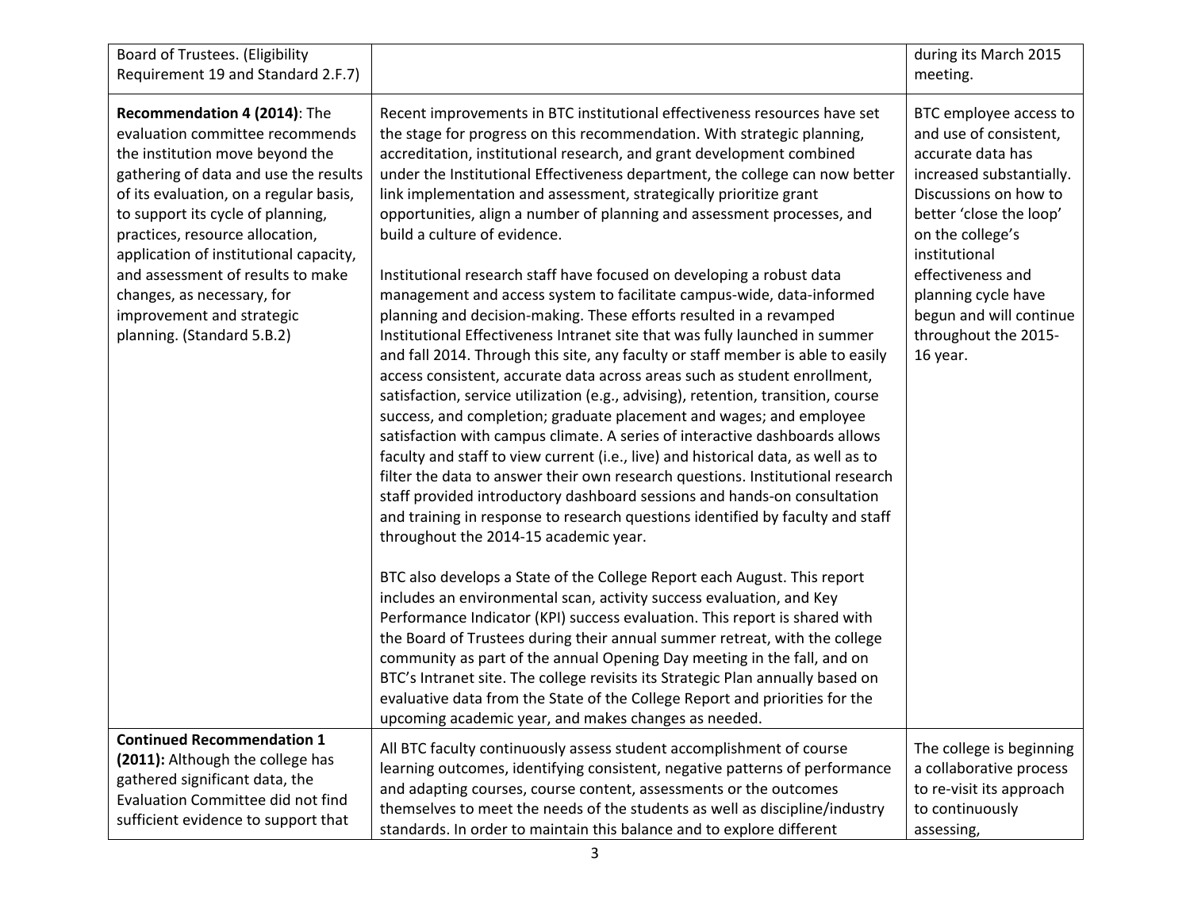| | | |
|---|---|---|
| Board of Trustees. (Eligibility Requirement 19 and Standard 2.F.7) | | during its March 2015 meeting. |
| **Recommendation 4 (2014)**: The evaluation committee recommends the institution move beyond the gathering of data and use the results of its evaluation, on a regular basis, to support its cycle of planning, practices, resource allocation, application of institutional capacity, and assessment of results to make changes, as necessary, for improvement and strategic planning. (Standard 5.B.2) | Recent improvements in BTC institutional effectiveness resources have set the stage for progress on this recommendation. With strategic planning, accreditation, institutional research, and grant development combined under the Institutional Effectiveness department, the college can now better link implementation and assessment, strategically prioritize grant opportunities, align a number of planning and assessment processes, and build a culture of evidence.<br><br>Institutional research staff have focused on developing a robust data management and access system to facilitate campus-wide, data-informed planning and decision-making. These efforts resulted in a revamped Institutional Effectiveness Intranet site that was fully launched in summer and fall 2014. Through this site, any faculty or staff member is able to easily access consistent, accurate data across areas such as student enrollment, satisfaction, service utilization (e.g., advising), retention, transition, course success, and completion; graduate placement and wages; and employee satisfaction with campus climate. A series of interactive dashboards allows faculty and staff to view current (i.e., live) and historical data, as well as to filter the data to answer their own research questions. Institutional research staff provided introductory dashboard sessions and hands-on consultation and training in response to research questions identified by faculty and staff throughout the 2014-15 academic year.<br><br>BTC also develops a State of the College Report each August. This report includes an environmental scan, activity success evaluation, and Key Performance Indicator (KPI) success evaluation. This report is shared with the Board of Trustees during their annual summer retreat, with the college community as part of the annual Opening Day meeting in the fall, and on BTC's Intranet site. The college revisits its Strategic Plan annually based on evaluative data from the State of the College Report and priorities for the upcoming academic year, and makes changes as needed. | BTC employee access to and use of consistent, accurate data has increased substantially. Discussions on how to better 'close the loop' on the college's institutional effectiveness and planning cycle have begun and will continue throughout the 2015-16 year. |
| **Continued Recommendation 1 (2011):** Although the college has gathered significant data, the Evaluation Committee did not find sufficient evidence to support that | All BTC faculty continuously assess student accomplishment of course learning outcomes, identifying consistent, negative patterns of performance and adapting courses, course content, assessments or the outcomes themselves to meet the needs of the students as well as discipline/industry standards. In order to maintain this balance and to explore different | The college is beginning a collaborative process to re-visit its approach to continuously assessing, |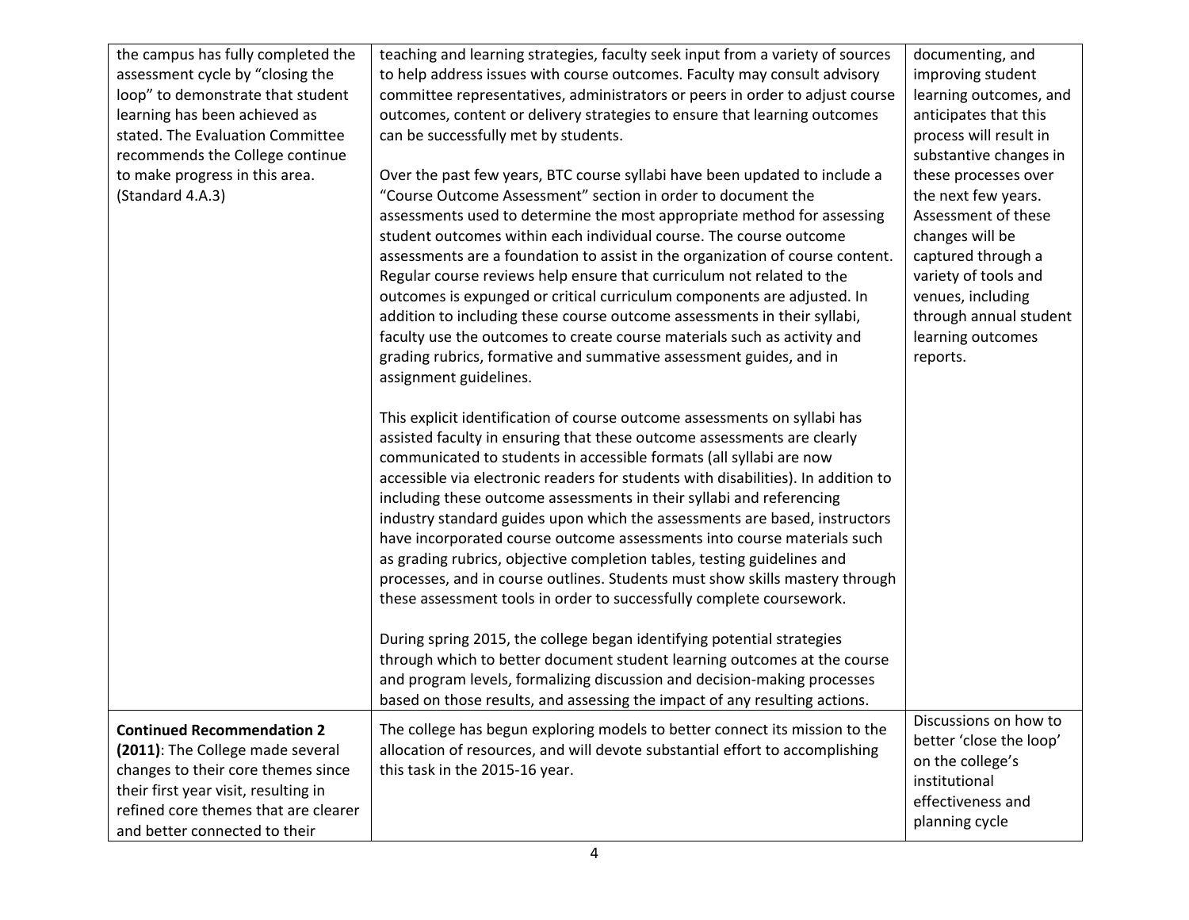| | | |
|---|---|---|
| the campus has fully completed the assessment cycle by "closing the loop" to demonstrate that student learning has been achieved as stated. The Evaluation Committee recommends the College continue to make progress in this area. (Standard 4.A.3) | teaching and learning strategies, faculty seek input from a variety of sources to help address issues with course outcomes. Faculty may consult advisory committee representatives, administrators or peers in order to adjust course outcomes, content or delivery strategies to ensure that learning outcomes can be successfully met by students.<br><br>Over the past few years, BTC course syllabi have been updated to include a "Course Outcome Assessment" section in order to document the assessments used to determine the most appropriate method for assessing student outcomes within each individual course. The course outcome assessments are a foundation to assist in the organization of course content. Regular course reviews help ensure that curriculum not related to the outcomes is expunged or critical curriculum components are adjusted. In addition to including these course outcome assessments in their syllabi, faculty use the outcomes to create course materials such as activity and grading rubrics, formative and summative assessment guides, and in assignment guidelines.<br><br>This explicit identification of course outcome assessments on syllabi has assisted faculty in ensuring that these outcome assessments are clearly communicated to students in accessible formats (all syllabi are now accessible via electronic readers for students with disabilities). In addition to including these outcome assessments in their syllabi and referencing industry standard guides upon which the assessments are based, instructors have incorporated course outcome assessments into course materials such as grading rubrics, objective completion tables, testing guidelines and processes, and in course outlines. Students must show skills mastery through these assessment tools in order to successfully complete coursework.<br><br>During spring 2015, the college began identifying potential strategies through which to better document student learning outcomes at the course and program levels, formalizing discussion and decision-making processes based on those results, and assessing the impact of any resulting actions. | documenting, and improving student learning outcomes, and anticipates that this process will result in substantive changes in these processes over the next few years. Assessment of these changes will be captured through a variety of tools and venues, including through annual student learning outcomes reports. |
| **Continued Recommendation 2 (2011)**: The College made several changes to their core themes since their first year visit, resulting in refined core themes that are clearer and better connected to their | The college has begun exploring models to better connect its mission to the allocation of resources, and will devote substantial effort to accomplishing this task in the 2015-16 year. | Discussions on how to better 'close the loop' on the college's institutional effectiveness and planning cycle |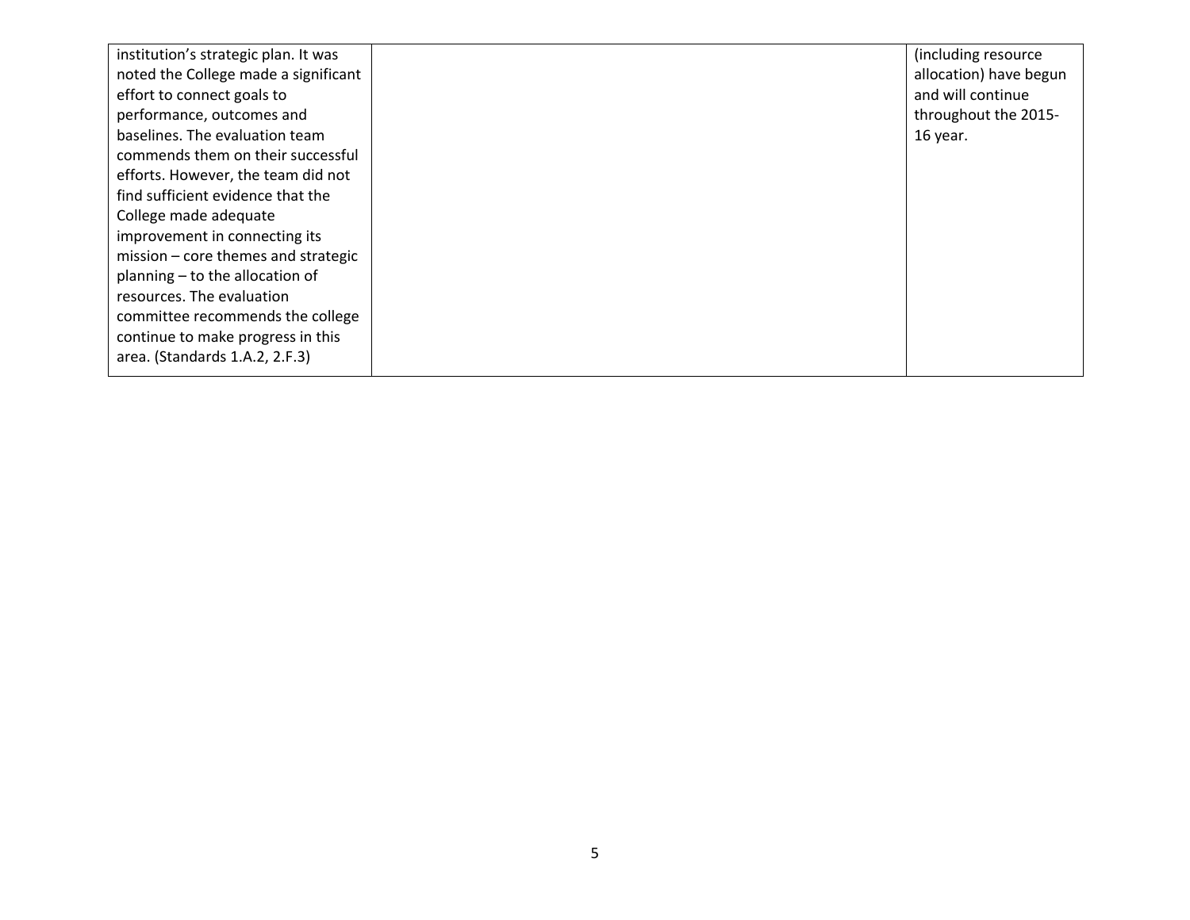| | | |
|---|---|---|
| institution's strategic plan. It was noted the College made a significant effort to connect goals to performance, outcomes and baselines. The evaluation team commends them on their successful efforts. However, the team did not find sufficient evidence that the College made adequate improvement in connecting its mission – core themes and strategic planning – to the allocation of resources. The evaluation committee recommends the college continue to make progress in this area. (Standards 1.A.2, 2.F.3) | | (including resource allocation) have begun and will continue throughout the 2015-16 year. |